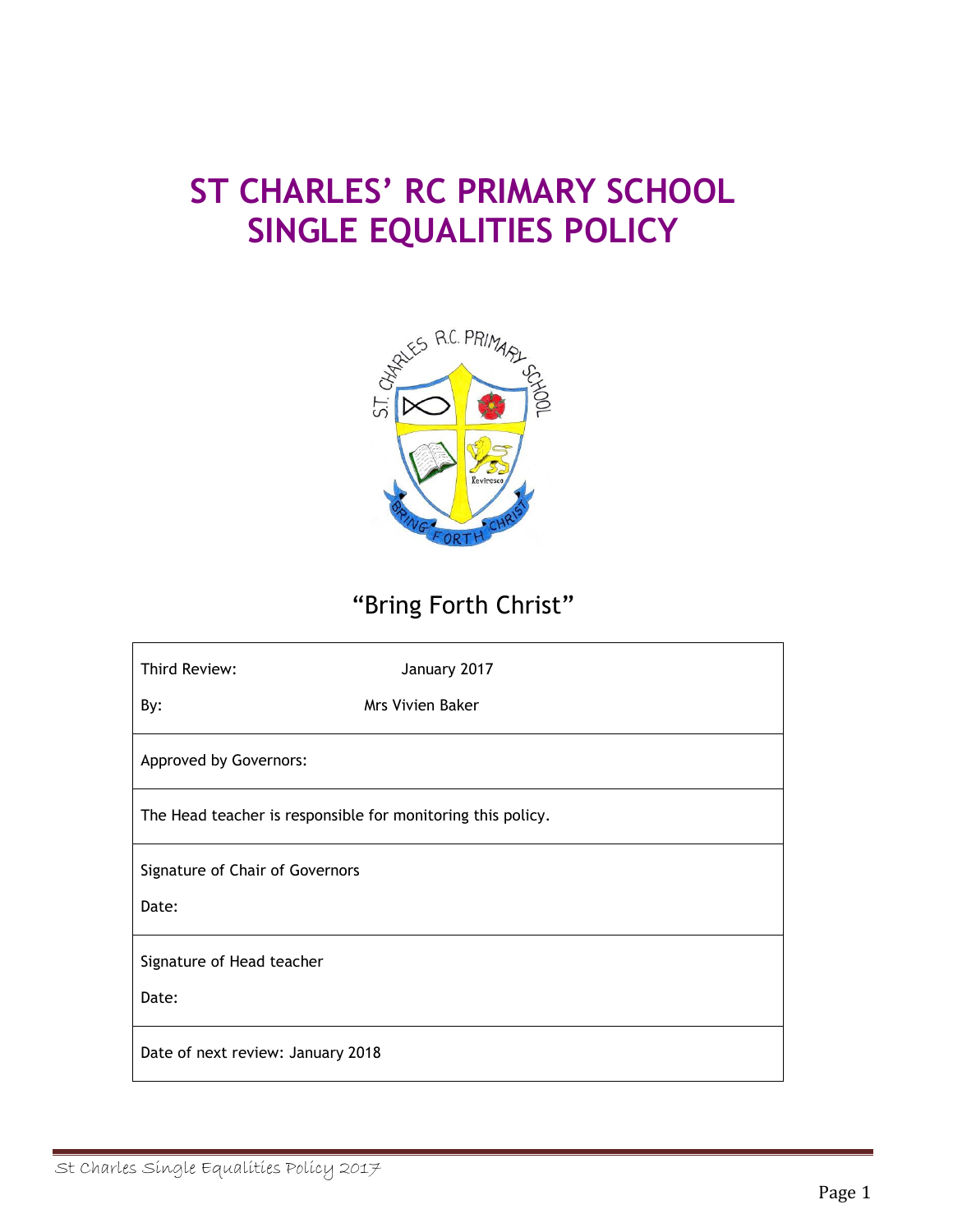# ST CHARLES' RC PRIMARY SCHOOL
# SINGLE EQUALITIES POLICY

"Bring Forth Christ"

| | |
|---|---|
| Third Review: | January 2017 |
| By: | Mrs Vivien Baker |
| Approved by Governors: | |
| The Head teacher is responsible for monitoring this policy. | |
| Signature of Chair of Governors<br>Date: | |
| Signature of Head teacher<br>Date: | |
| Date of next review: January 2018 | |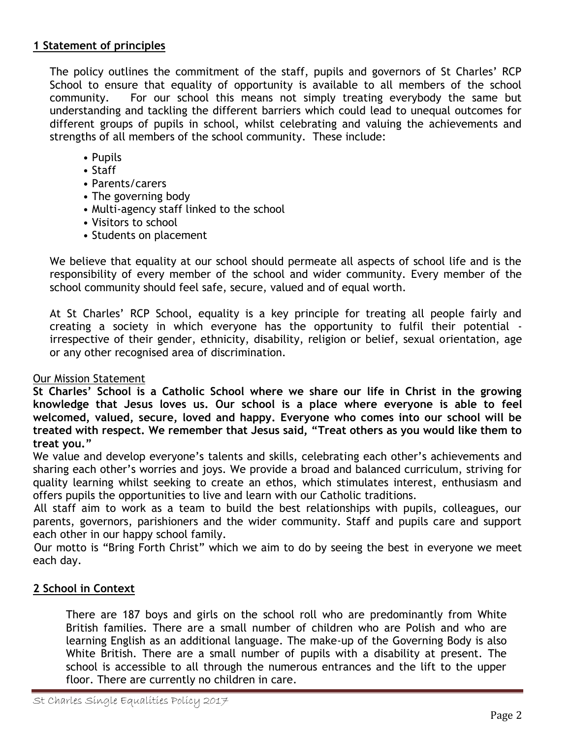## 1 Statement of principles

The policy outlines the commitment of the staff, pupils and governors of St Charles' RCP School to ensure that equality of opportunity is available to all members of the school community. For our school this means not simply treating everybody the same but understanding and tackling the different barriers which could lead to unequal outcomes for different groups of pupils in school, whilst celebrating and valuing the achievements and strengths of all members of the school community. These include:

- Pupils
- Staff
- Parents/carers
- The governing body
- Multi-agency staff linked to the school
- Visitors to school
- Students on placement

We believe that equality at our school should permeate all aspects of school life and is the responsibility of every member of the school and wider community. Every member of the school community should feel safe, secure, valued and of equal worth.

At St Charles' RCP School, equality is a key principle for treating all people fairly and creating a society in which everyone has the opportunity to fulfil their potential - irrespective of their gender, ethnicity, disability, religion or belief, sexual orientation, age or any other recognised area of discrimination.

Our Mission Statement

**St Charles' School is a Catholic School where we share our life in Christ in the growing knowledge that Jesus loves us. Our school is a place where everyone is able to feel welcomed, valued, secure, loved and happy. Everyone who comes into our school will be treated with respect. We remember that Jesus said, "Treat others as you would like them to treat you."**

We value and develop everyone's talents and skills, celebrating each other's achievements and sharing each other's worries and joys. We provide a broad and balanced curriculum, striving for quality learning whilst seeking to create an ethos, which stimulates interest, enthusiasm and offers pupils the opportunities to live and learn with our Catholic traditions.

All staff aim to work as a team to build the best relationships with pupils, colleagues, our parents, governors, parishioners and the wider community. Staff and pupils care and support each other in our happy school family.

Our motto is "Bring Forth Christ" which we aim to do by seeing the best in everyone we meet each day.

## 2 School in Context

There are 187 boys and girls on the school roll who are predominantly from White British families. There are a small number of children who are Polish and who are learning English as an additional language. The make-up of the Governing Body is also White British. There are a small number of pupils with a disability at present. The school is accessible to all through the numerous entrances and the lift to the upper floor. There are currently no children in care.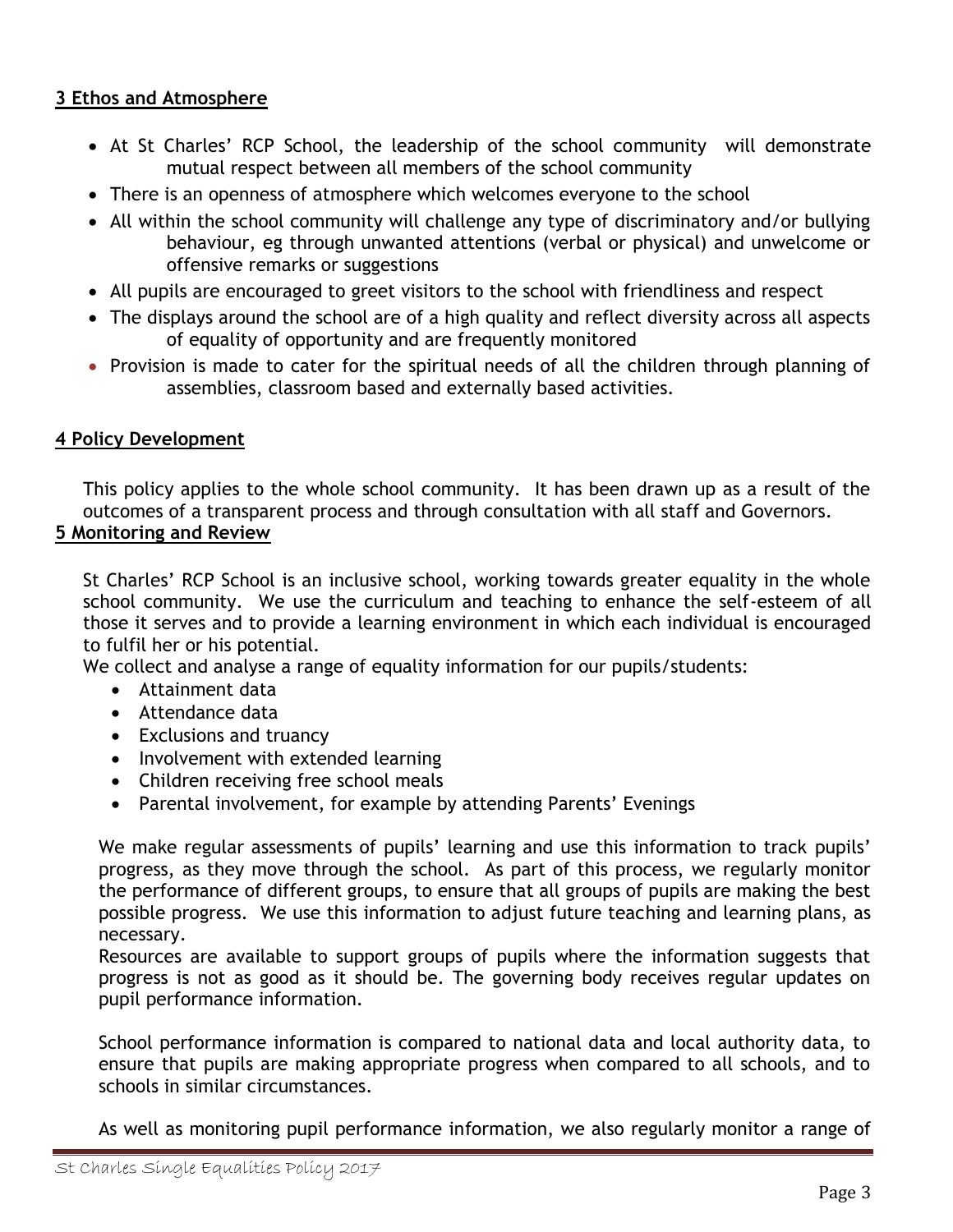## 3 Ethos and Atmosphere

- At St Charles' RCP School, the leadership of the school community will demonstrate mutual respect between all members of the school community
- There is an openness of atmosphere which welcomes everyone to the school
- All within the school community will challenge any type of discriminatory and/or bullying behaviour, eg through unwanted attentions (verbal or physical) and unwelcome or offensive remarks or suggestions
- All pupils are encouraged to greet visitors to the school with friendliness and respect
- The displays around the school are of a high quality and reflect diversity across all aspects of equality of opportunity and are frequently monitored
- Provision is made to cater for the spiritual needs of all the children through planning of assemblies, classroom based and externally based activities.

## 4 Policy Development

This policy applies to the whole school community. It has been drawn up as a result of the outcomes of a transparent process and through consultation with all staff and Governors.

## 5 Monitoring and Review

St Charles' RCP School is an inclusive school, working towards greater equality in the whole school community. We use the curriculum and teaching to enhance the self-esteem of all those it serves and to provide a learning environment in which each individual is encouraged to fulfil her or his potential.

We collect and analyse a range of equality information for our pupils/students:

- Attainment data
- Attendance data
- Exclusions and truancy
- Involvement with extended learning
- Children receiving free school meals
- Parental involvement, for example by attending Parents' Evenings

We make regular assessments of pupils' learning and use this information to track pupils' progress, as they move through the school. As part of this process, we regularly monitor the performance of different groups, to ensure that all groups of pupils are making the best possible progress. We use this information to adjust future teaching and learning plans, as necessary.

Resources are available to support groups of pupils where the information suggests that progress is not as good as it should be. The governing body receives regular updates on pupil performance information.

School performance information is compared to national data and local authority data, to ensure that pupils are making appropriate progress when compared to all schools, and to schools in similar circumstances.

As well as monitoring pupil performance information, we also regularly monitor a range of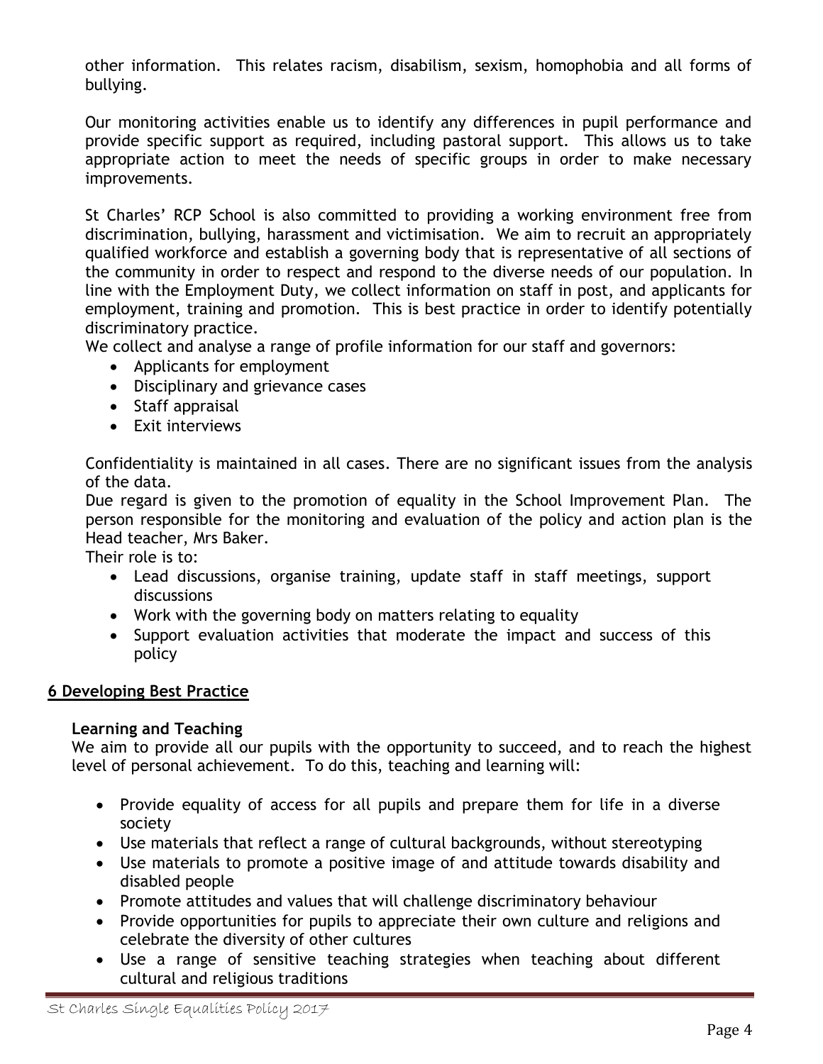other information. This relates racism, disabilism, sexism, homophobia and all forms of bullying.

Our monitoring activities enable us to identify any differences in pupil performance and provide specific support as required, including pastoral support. This allows us to take appropriate action to meet the needs of specific groups in order to make necessary improvements.

St Charles' RCP School is also committed to providing a working environment free from discrimination, bullying, harassment and victimisation. We aim to recruit an appropriately qualified workforce and establish a governing body that is representative of all sections of the community in order to respect and respond to the diverse needs of our population. In line with the Employment Duty, we collect information on staff in post, and applicants for employment, training and promotion. This is best practice in order to identify potentially discriminatory practice.

We collect and analyse a range of profile information for our staff and governors:

- Applicants for employment
- Disciplinary and grievance cases
- Staff appraisal
- Exit interviews

Confidentiality is maintained in all cases. There are no significant issues from the analysis of the data.

Due regard is given to the promotion of equality in the School Improvement Plan. The person responsible for the monitoring and evaluation of the policy and action plan is the Head teacher, Mrs Baker.

Their role is to:

- Lead discussions, organise training, update staff in staff meetings, support discussions
- Work with the governing body on matters relating to equality
- Support evaluation activities that moderate the impact and success of this policy

## 6 Developing Best Practice

### Learning and Teaching

We aim to provide all our pupils with the opportunity to succeed, and to reach the highest level of personal achievement. To do this, teaching and learning will:

- Provide equality of access for all pupils and prepare them for life in a diverse society
- Use materials that reflect a range of cultural backgrounds, without stereotyping
- Use materials to promote a positive image of and attitude towards disability and disabled people
- Promote attitudes and values that will challenge discriminatory behaviour
- Provide opportunities for pupils to appreciate their own culture and religions and celebrate the diversity of other cultures
- Use a range of sensitive teaching strategies when teaching about different cultural and religious traditions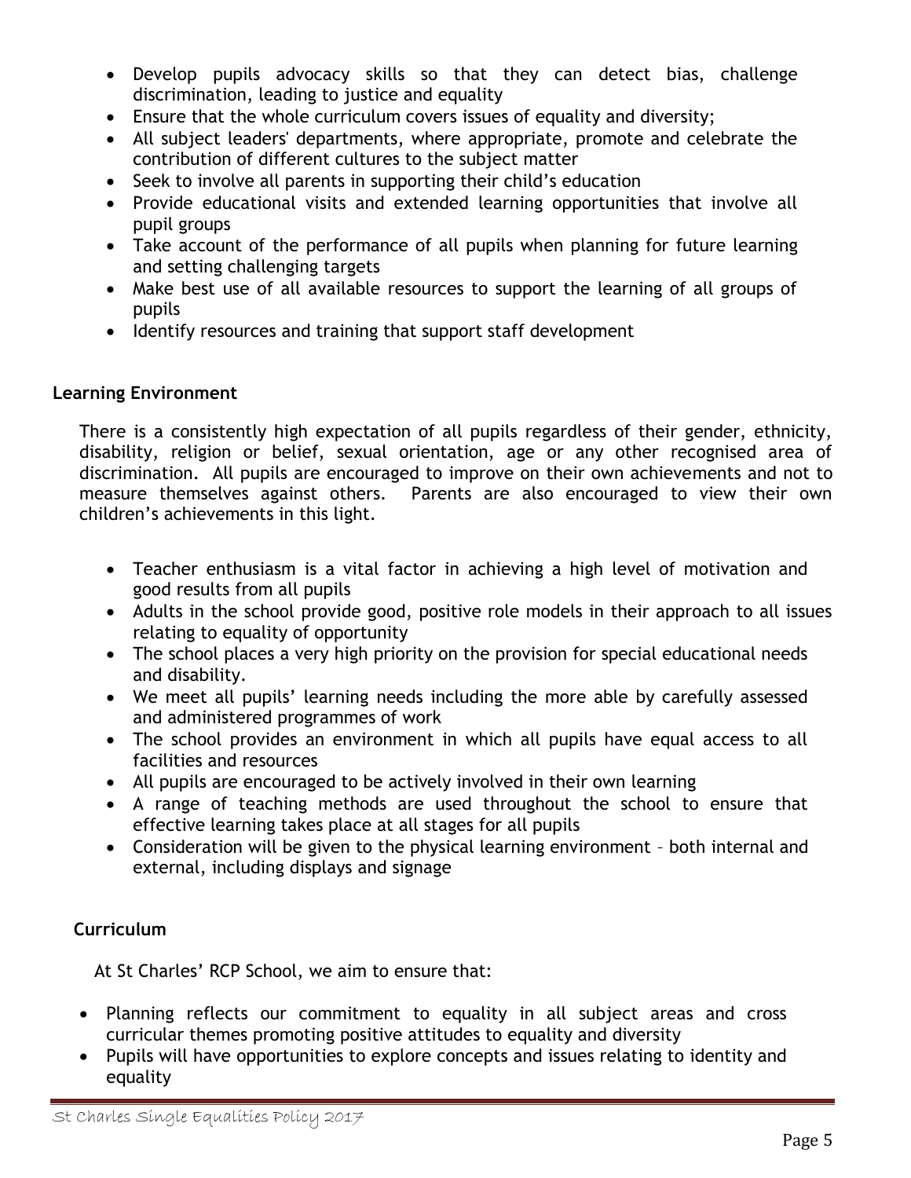- Develop pupils advocacy skills so that they can detect bias, challenge discrimination, leading to justice and equality
- Ensure that the whole curriculum covers issues of equality and diversity;
- All subject leaders' departments, where appropriate, promote and celebrate the contribution of different cultures to the subject matter
- Seek to involve all parents in supporting their child's education
- Provide educational visits and extended learning opportunities that involve all pupil groups
- Take account of the performance of all pupils when planning for future learning and setting challenging targets
- Make best use of all available resources to support the learning of all groups of pupils
- Identify resources and training that support staff development

**Learning Environment**

There is a consistently high expectation of all pupils regardless of their gender, ethnicity, disability, religion or belief, sexual orientation, age or any other recognised area of discrimination. All pupils are encouraged to improve on their own achievements and not to measure themselves against others. Parents are also encouraged to view their own children's achievements in this light.

- Teacher enthusiasm is a vital factor in achieving a high level of motivation and good results from all pupils
- Adults in the school provide good, positive role models in their approach to all issues relating to equality of opportunity
- The school places a very high priority on the provision for special educational needs and disability.
- We meet all pupils' learning needs including the more able by carefully assessed and administered programmes of work
- The school provides an environment in which all pupils have equal access to all facilities and resources
- All pupils are encouraged to be actively involved in their own learning
- A range of teaching methods are used throughout the school to ensure that effective learning takes place at all stages for all pupils
- Consideration will be given to the physical learning environment – both internal and external, including displays and signage

**Curriculum**

At St Charles' RCP School, we aim to ensure that:

- Planning reflects our commitment to equality in all subject areas and cross curricular themes promoting positive attitudes to equality and diversity
- Pupils will have opportunities to explore concepts and issues relating to identity and equality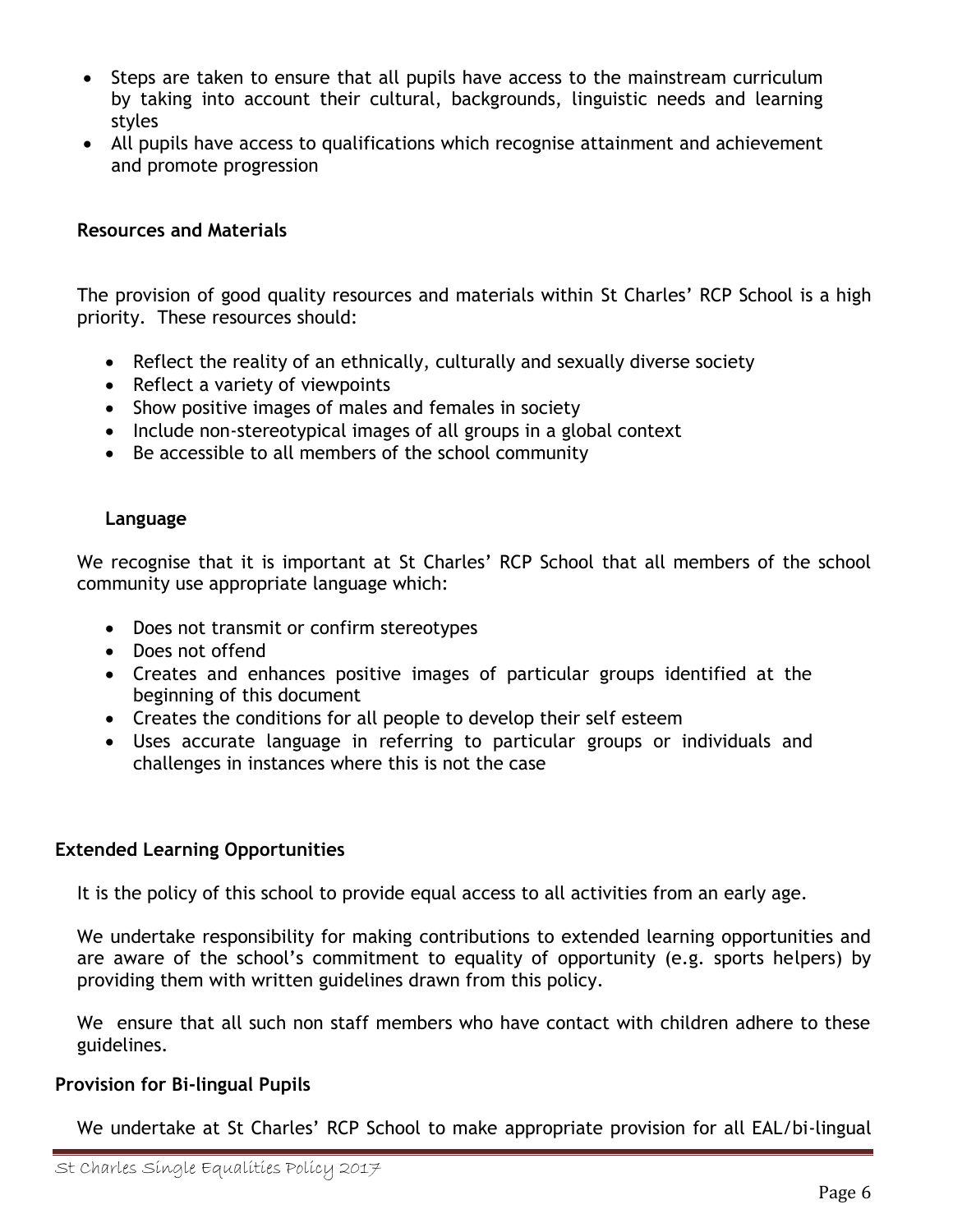- Steps are taken to ensure that all pupils have access to the mainstream curriculum by taking into account their cultural, backgrounds, linguistic needs and learning styles
- All pupils have access to qualifications which recognise attainment and achievement and promote progression

**Resources and Materials**

The provision of good quality resources and materials within St Charles' RCP School is a high priority. These resources should:

- Reflect the reality of an ethnically, culturally and sexually diverse society
- Reflect a variety of viewpoints
- Show positive images of males and females in society
- Include non-stereotypical images of all groups in a global context
- Be accessible to all members of the school community

**Language**

We recognise that it is important at St Charles' RCP School that all members of the school community use appropriate language which:

- Does not transmit or confirm stereotypes
- Does not offend
- Creates and enhances positive images of particular groups identified at the beginning of this document
- Creates the conditions for all people to develop their self esteem
- Uses accurate language in referring to particular groups or individuals and challenges in instances where this is not the case

**Extended Learning Opportunities**

It is the policy of this school to provide equal access to all activities from an early age.

We undertake responsibility for making contributions to extended learning opportunities and are aware of the school's commitment to equality of opportunity (e.g. sports helpers) by providing them with written guidelines drawn from this policy.

We ensure that all such non staff members who have contact with children adhere to these guidelines.

**Provision for Bi-lingual Pupils**

We undertake at St Charles' RCP School to make appropriate provision for all EAL/bi-lingual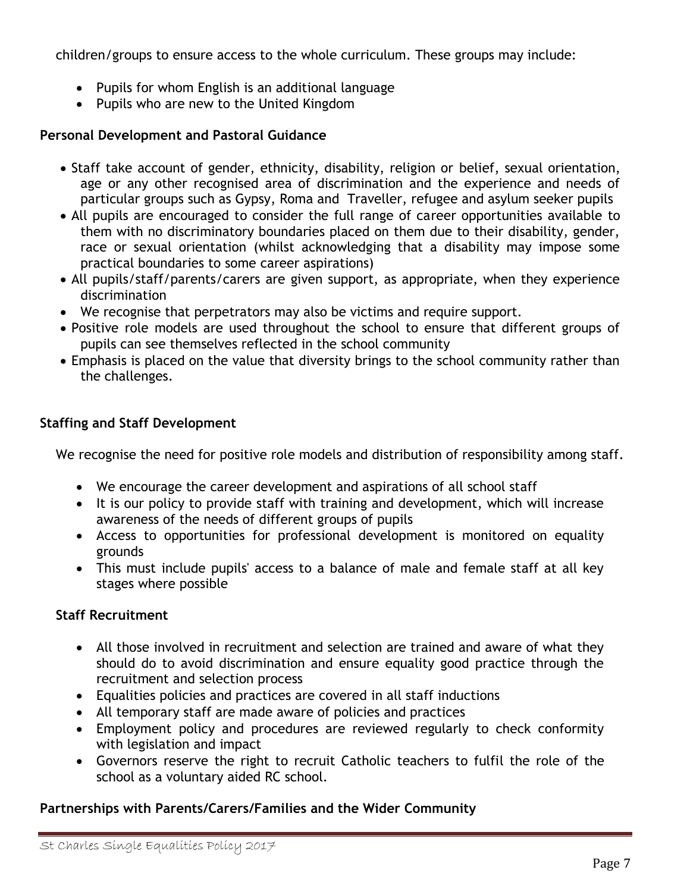children/groups to ensure access to the whole curriculum. These groups may include:

- Pupils for whom English is an additional language
- Pupils who are new to the United Kingdom

**Personal Development and Pastoral Guidance**

- Staff take account of gender, ethnicity, disability, religion or belief, sexual orientation, age or any other recognised area of discrimination and the experience and needs of particular groups such as Gypsy, Roma and Traveller, refugee and asylum seeker pupils
- All pupils are encouraged to consider the full range of career opportunities available to them with no discriminatory boundaries placed on them due to their disability, gender, race or sexual orientation (whilst acknowledging that a disability may impose some practical boundaries to some career aspirations)
- All pupils/staff/parents/carers are given support, as appropriate, when they experience discrimination
- We recognise that perpetrators may also be victims and require support.
- Positive role models are used throughout the school to ensure that different groups of pupils can see themselves reflected in the school community
- Emphasis is placed on the value that diversity brings to the school community rather than the challenges.

**Staffing and Staff Development**

We recognise the need for positive role models and distribution of responsibility among staff.

- We encourage the career development and aspirations of all school staff
- It is our policy to provide staff with training and development, which will increase awareness of the needs of different groups of pupils
- Access to opportunities for professional development is monitored on equality grounds
- This must include pupils' access to a balance of male and female staff at all key stages where possible

**Staff Recruitment**

- All those involved in recruitment and selection are trained and aware of what they should do to avoid discrimination and ensure equality good practice through the recruitment and selection process
- Equalities policies and practices are covered in all staff inductions
- All temporary staff are made aware of policies and practices
- Employment policy and procedures are reviewed regularly to check conformity with legislation and impact
- Governors reserve the right to recruit Catholic teachers to fulfil the role of the school as a voluntary aided RC school.

**Partnerships with Parents/Carers/Families and the Wider Community**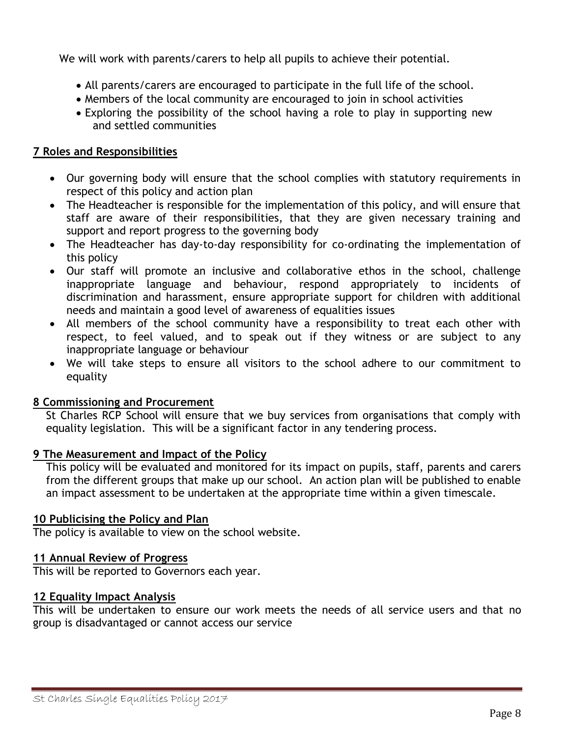We will work with parents/carers to help all pupils to achieve their potential.

- All parents/carers are encouraged to participate in the full life of the school.
- Members of the local community are encouraged to join in school activities
- Exploring the possibility of the school having a role to play in supporting new and settled communities

## 7 Roles and Responsibilities

- Our governing body will ensure that the school complies with statutory requirements in respect of this policy and action plan
- The Headteacher is responsible for the implementation of this policy, and will ensure that staff are aware of their responsibilities, that they are given necessary training and support and report progress to the governing body
- The Headteacher has day-to-day responsibility for co-ordinating the implementation of this policy
- Our staff will promote an inclusive and collaborative ethos in the school, challenge inappropriate language and behaviour, respond appropriately to incidents of discrimination and harassment, ensure appropriate support for children with additional needs and maintain a good level of awareness of equalities issues
- All members of the school community have a responsibility to treat each other with respect, to feel valued, and to speak out if they witness or are subject to any inappropriate language or behaviour
- We will take steps to ensure all visitors to the school adhere to our commitment to equality

## 8 Commissioning and Procurement

St Charles RCP School will ensure that we buy services from organisations that comply with equality legislation. This will be a significant factor in any tendering process.

## 9 The Measurement and Impact of the Policy

This policy will be evaluated and monitored for its impact on pupils, staff, parents and carers from the different groups that make up our school. An action plan will be published to enable an impact assessment to be undertaken at the appropriate time within a given timescale.

## 10 Publicising the Policy and Plan

The policy is available to view on the school website.

## 11 Annual Review of Progress

This will be reported to Governors each year.

## 12 Equality Impact Analysis

This will be undertaken to ensure our work meets the needs of all service users and that no group is disadvantaged or cannot access our service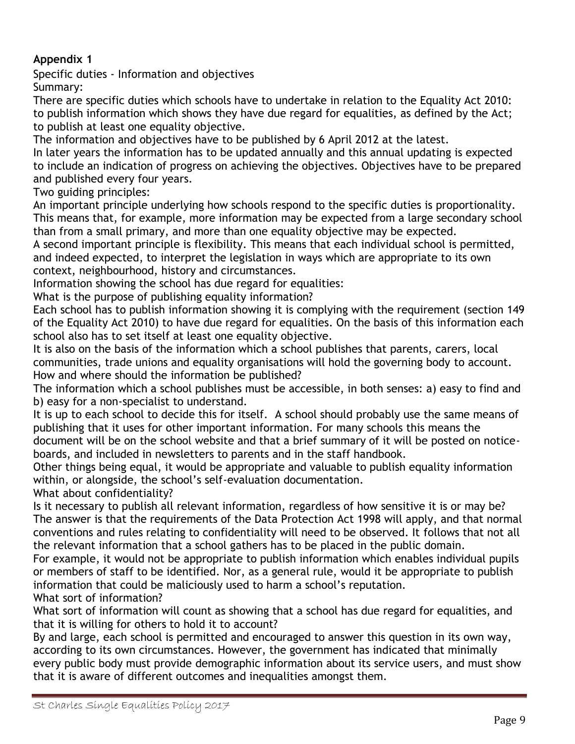**Appendix 1**

Specific duties - Information and objectives

Summary:

There are specific duties which schools have to undertake in relation to the Equality Act 2010: to publish information which shows they have due regard for equalities, as defined by the Act; to publish at least one equality objective.

The information and objectives have to be published by 6 April 2012 at the latest.

In later years the information has to be updated annually and this annual updating is expected to include an indication of progress on achieving the objectives. Objectives have to be prepared and published every four years.

Two guiding principles:

An important principle underlying how schools respond to the specific duties is proportionality. This means that, for example, more information may be expected from a large secondary school than from a small primary, and more than one equality objective may be expected.

A second important principle is flexibility. This means that each individual school is permitted, and indeed expected, to interpret the legislation in ways which are appropriate to its own context, neighbourhood, history and circumstances.

Information showing the school has due regard for equalities:

What is the purpose of publishing equality information?

Each school has to publish information showing it is complying with the requirement (section 149 of the Equality Act 2010) to have due regard for equalities. On the basis of this information each school also has to set itself at least one equality objective.

It is also on the basis of the information which a school publishes that parents, carers, local communities, trade unions and equality organisations will hold the governing body to account.

How and where should the information be published?

The information which a school publishes must be accessible, in both senses: a) easy to find and b) easy for a non-specialist to understand.

It is up to each school to decide this for itself. A school should probably use the same means of publishing that it uses for other important information. For many schools this means the document will be on the school website and that a brief summary of it will be posted on notice-boards, and included in newsletters to parents and in the staff handbook.

Other things being equal, it would be appropriate and valuable to publish equality information within, or alongside, the school's self-evaluation documentation.

What about confidentiality?

Is it necessary to publish all relevant information, regardless of how sensitive it is or may be? The answer is that the requirements of the Data Protection Act 1998 will apply, and that normal conventions and rules relating to confidentiality will need to be observed. It follows that not all the relevant information that a school gathers has to be placed in the public domain.

For example, it would not be appropriate to publish information which enables individual pupils or members of staff to be identified. Nor, as a general rule, would it be appropriate to publish information that could be maliciously used to harm a school's reputation.

What sort of information?

What sort of information will count as showing that a school has due regard for equalities, and that it is willing for others to hold it to account?

By and large, each school is permitted and encouraged to answer this question in its own way, according to its own circumstances. However, the government has indicated that minimally every public body must provide demographic information about its service users, and must show that it is aware of different outcomes and inequalities amongst them.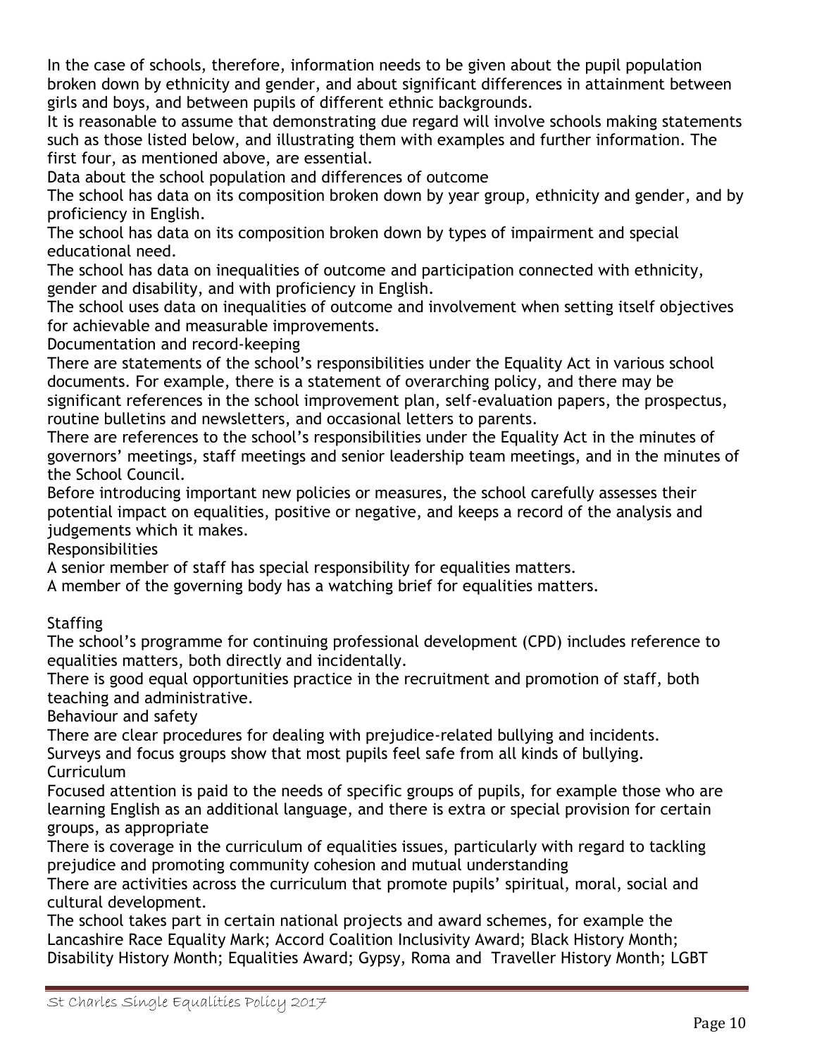In the case of schools, therefore, information needs to be given about the pupil population broken down by ethnicity and gender, and about significant differences in attainment between girls and boys, and between pupils of different ethnic backgrounds.

It is reasonable to assume that demonstrating due regard will involve schools making statements such as those listed below, and illustrating them with examples and further information. The first four, as mentioned above, are essential.

Data about the school population and differences of outcome

The school has data on its composition broken down by year group, ethnicity and gender, and by proficiency in English.

The school has data on its composition broken down by types of impairment and special educational need.

The school has data on inequalities of outcome and participation connected with ethnicity, gender and disability, and with proficiency in English.

The school uses data on inequalities of outcome and involvement when setting itself objectives for achievable and measurable improvements.

Documentation and record-keeping

There are statements of the school's responsibilities under the Equality Act in various school documents. For example, there is a statement of overarching policy, and there may be significant references in the school improvement plan, self-evaluation papers, the prospectus, routine bulletins and newsletters, and occasional letters to parents.

There are references to the school's responsibilities under the Equality Act in the minutes of governors' meetings, staff meetings and senior leadership team meetings, and in the minutes of the School Council.

Before introducing important new policies or measures, the school carefully assesses their potential impact on equalities, positive or negative, and keeps a record of the analysis and judgements which it makes.

Responsibilities

A senior member of staff has special responsibility for equalities matters.

A member of the governing body has a watching brief for equalities matters.

Staffing

The school's programme for continuing professional development (CPD) includes reference to equalities matters, both directly and incidentally.

There is good equal opportunities practice in the recruitment and promotion of staff, both teaching and administrative.

Behaviour and safety

There are clear procedures for dealing with prejudice-related bullying and incidents.

Surveys and focus groups show that most pupils feel safe from all kinds of bullying.

Curriculum

Focused attention is paid to the needs of specific groups of pupils, for example those who are learning English as an additional language, and there is extra or special provision for certain groups, as appropriate

There is coverage in the curriculum of equalities issues, particularly with regard to tackling prejudice and promoting community cohesion and mutual understanding

There are activities across the curriculum that promote pupils' spiritual, moral, social and cultural development.

The school takes part in certain national projects and award schemes, for example the Lancashire Race Equality Mark; Accord Coalition Inclusivity Award; Black History Month; Disability History Month; Equalities Award; Gypsy, Roma and Traveller History Month; LGBT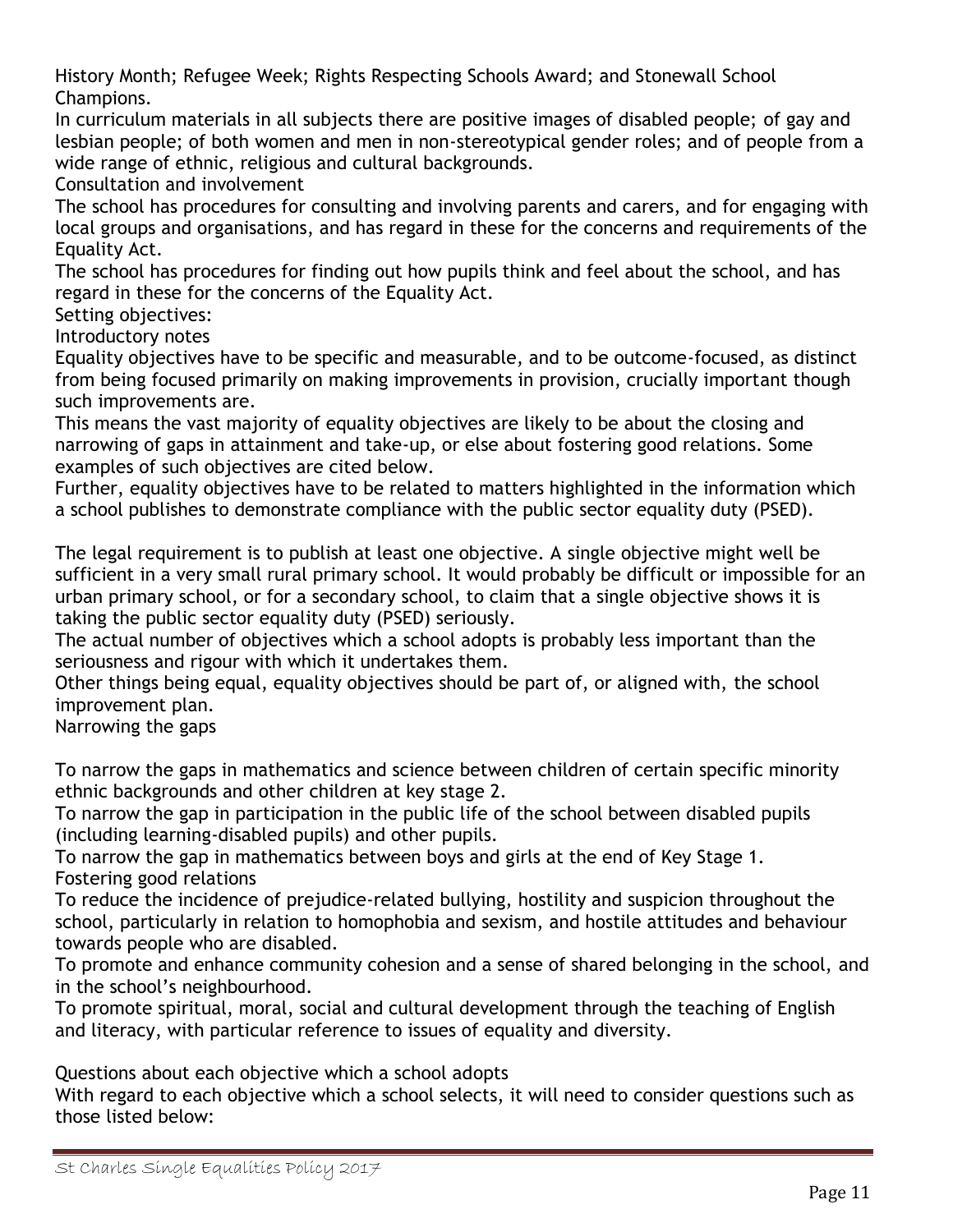History Month; Refugee Week; Rights Respecting Schools Award; and Stonewall School Champions.

In curriculum materials in all subjects there are positive images of disabled people; of gay and lesbian people; of both women and men in non-stereotypical gender roles; and of people from a wide range of ethnic, religious and cultural backgrounds.

## Consultation and involvement

The school has procedures for consulting and involving parents and carers, and for engaging with local groups and organisations, and has regard in these for the concerns and requirements of the Equality Act.

The school has procedures for finding out how pupils think and feel about the school, and has regard in these for the concerns of the Equality Act.

## Setting objectives:

### Introductory notes

Equality objectives have to be specific and measurable, and to be outcome-focused, as distinct from being focused primarily on making improvements in provision, crucially important though such improvements are.

This means the vast majority of equality objectives are likely to be about the closing and narrowing of gaps in attainment and take-up, or else about fostering good relations. Some examples of such objectives are cited below.

Further, equality objectives have to be related to matters highlighted in the information which a school publishes to demonstrate compliance with the public sector equality duty (PSED).

The legal requirement is to publish at least one objective. A single objective might well be sufficient in a very small rural primary school. It would probably be difficult or impossible for an urban primary school, or for a secondary school, to claim that a single objective shows it is taking the public sector equality duty (PSED) seriously.

The actual number of objectives which a school adopts is probably less important than the seriousness and rigour with which it undertakes them.

Other things being equal, equality objectives should be part of, or aligned with, the school improvement plan.

### Narrowing the gaps

To narrow the gaps in mathematics and science between children of certain specific minority ethnic backgrounds and other children at key stage 2.

To narrow the gap in participation in the public life of the school between disabled pupils (including learning-disabled pupils) and other pupils.

To narrow the gap in mathematics between boys and girls at the end of Key Stage 1.

### Fostering good relations

To reduce the incidence of prejudice-related bullying, hostility and suspicion throughout the school, particularly in relation to homophobia and sexism, and hostile attitudes and behaviour towards people who are disabled.

To promote and enhance community cohesion and a sense of shared belonging in the school, and in the school's neighbourhood.

To promote spiritual, moral, social and cultural development through the teaching of English and literacy, with particular reference to issues of equality and diversity.

### Questions about each objective which a school adopts

With regard to each objective which a school selects, it will need to consider questions such as those listed below: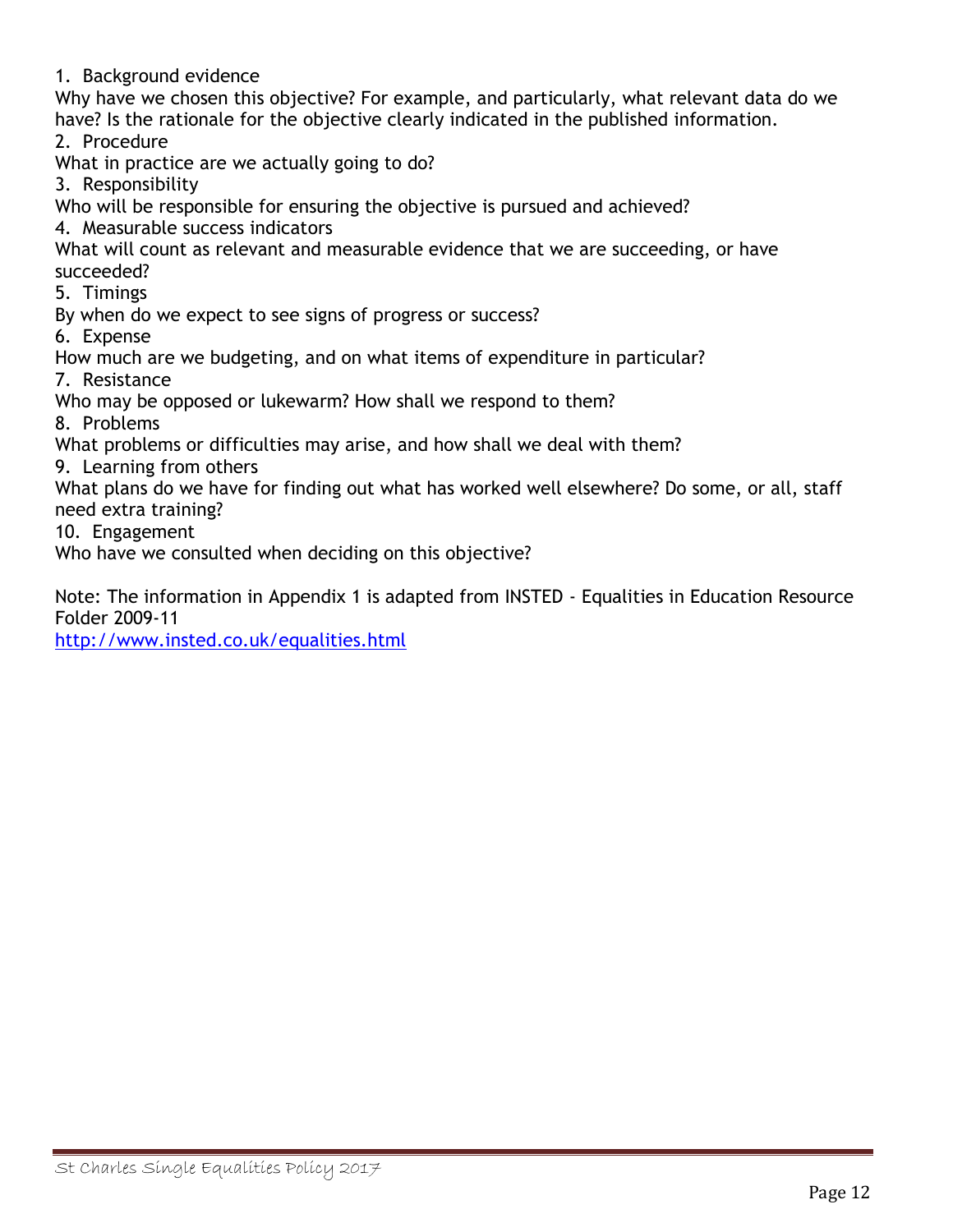1. Background evidence

Why have we chosen this objective? For example, and particularly, what relevant data do we have? Is the rationale for the objective clearly indicated in the published information.

2. Procedure

What in practice are we actually going to do?

3. Responsibility

Who will be responsible for ensuring the objective is pursued and achieved?

4. Measurable success indicators

What will count as relevant and measurable evidence that we are succeeding, or have succeeded?

5. Timings

By when do we expect to see signs of progress or success?

6. Expense

How much are we budgeting, and on what items of expenditure in particular?

7. Resistance

Who may be opposed or lukewarm? How shall we respond to them?

8. Problems

What problems or difficulties may arise, and how shall we deal with them?

9. Learning from others

What plans do we have for finding out what has worked well elsewhere? Do some, or all, staff need extra training?

10. Engagement

Who have we consulted when deciding on this objective?

Note: The information in Appendix 1 is adapted from INSTED - Equalities in Education Resource Folder 2009-11
http://www.insted.co.uk/equalities.html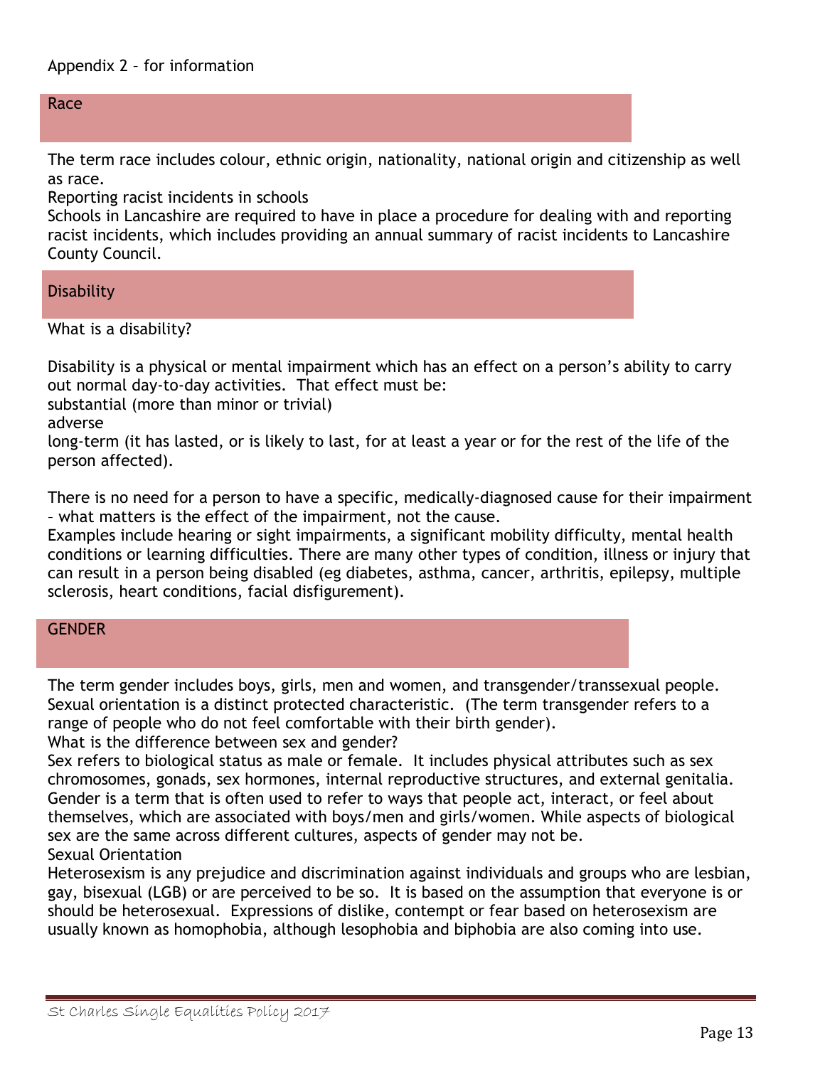Appendix 2 – for information

## Race

The term race includes colour, ethnic origin, nationality, national origin and citizenship as well as race.

Reporting racist incidents in schools

Schools in Lancashire are required to have in place a procedure for dealing with and reporting racist incidents, which includes providing an annual summary of racist incidents to Lancashire County Council.

## Disability

What is a disability?

Disability is a physical or mental impairment which has an effect on a person's ability to carry out normal day-to-day activities. That effect must be:

substantial (more than minor or trivial)

adverse

long-term (it has lasted, or is likely to last, for at least a year or for the rest of the life of the person affected).

There is no need for a person to have a specific, medically-diagnosed cause for their impairment – what matters is the effect of the impairment, not the cause.

Examples include hearing or sight impairments, a significant mobility difficulty, mental health conditions or learning difficulties. There are many other types of condition, illness or injury that can result in a person being disabled (eg diabetes, asthma, cancer, arthritis, epilepsy, multiple sclerosis, heart conditions, facial disfigurement).

## GENDER

The term gender includes boys, girls, men and women, and transgender/transsexual people. Sexual orientation is a distinct protected characteristic. (The term transgender refers to a range of people who do not feel comfortable with their birth gender).

What is the difference between sex and gender?

Sex refers to biological status as male or female. It includes physical attributes such as sex chromosomes, gonads, sex hormones, internal reproductive structures, and external genitalia. Gender is a term that is often used to refer to ways that people act, interact, or feel about themselves, which are associated with boys/men and girls/women. While aspects of biological sex are the same across different cultures, aspects of gender may not be.

Sexual Orientation

Heterosexism is any prejudice and discrimination against individuals and groups who are lesbian, gay, bisexual (LGB) or are perceived to be so. It is based on the assumption that everyone is or should be heterosexual. Expressions of dislike, contempt or fear based on heterosexism are usually known as homophobia, although lesophobia and biphobia are also coming into use.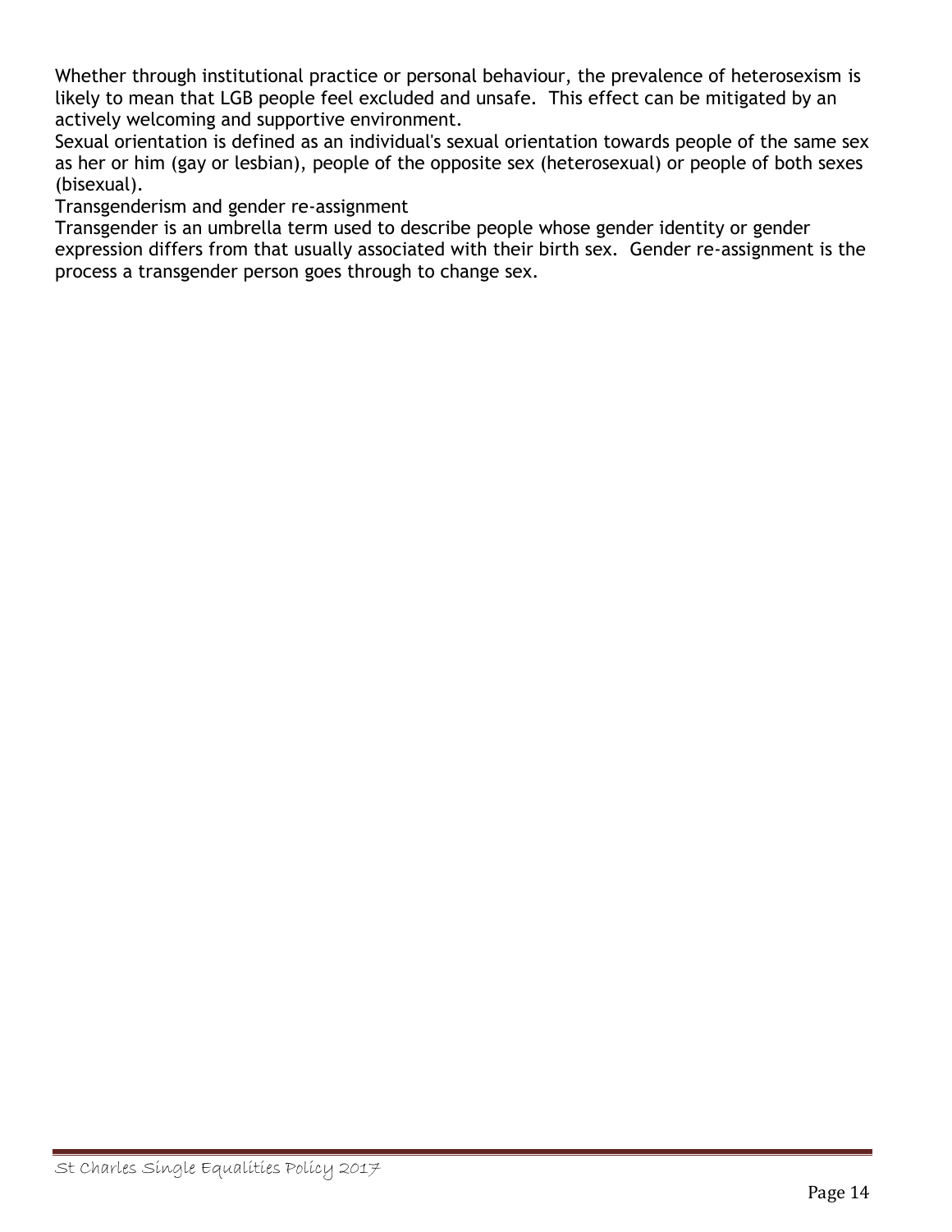Whether through institutional practice or personal behaviour, the prevalence of heterosexism is likely to mean that LGB people feel excluded and unsafe. This effect can be mitigated by an actively welcoming and supportive environment.

Sexual orientation is defined as an individual's sexual orientation towards people of the same sex as her or him (gay or lesbian), people of the opposite sex (heterosexual) or people of both sexes (bisexual).

Transgenderism and gender re-assignment

Transgender is an umbrella term used to describe people whose gender identity or gender expression differs from that usually associated with their birth sex. Gender re-assignment is the process a transgender person goes through to change sex.